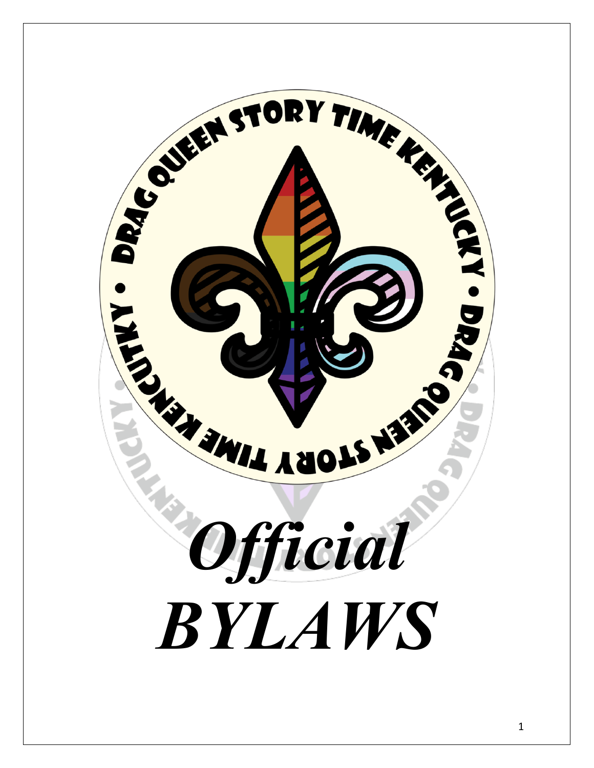DRAG QUEEN STORY TIME KENTUCKY • DRAG QUEEN STORY TIME KENTUCKY •

# *Official*
# *BYLAWS*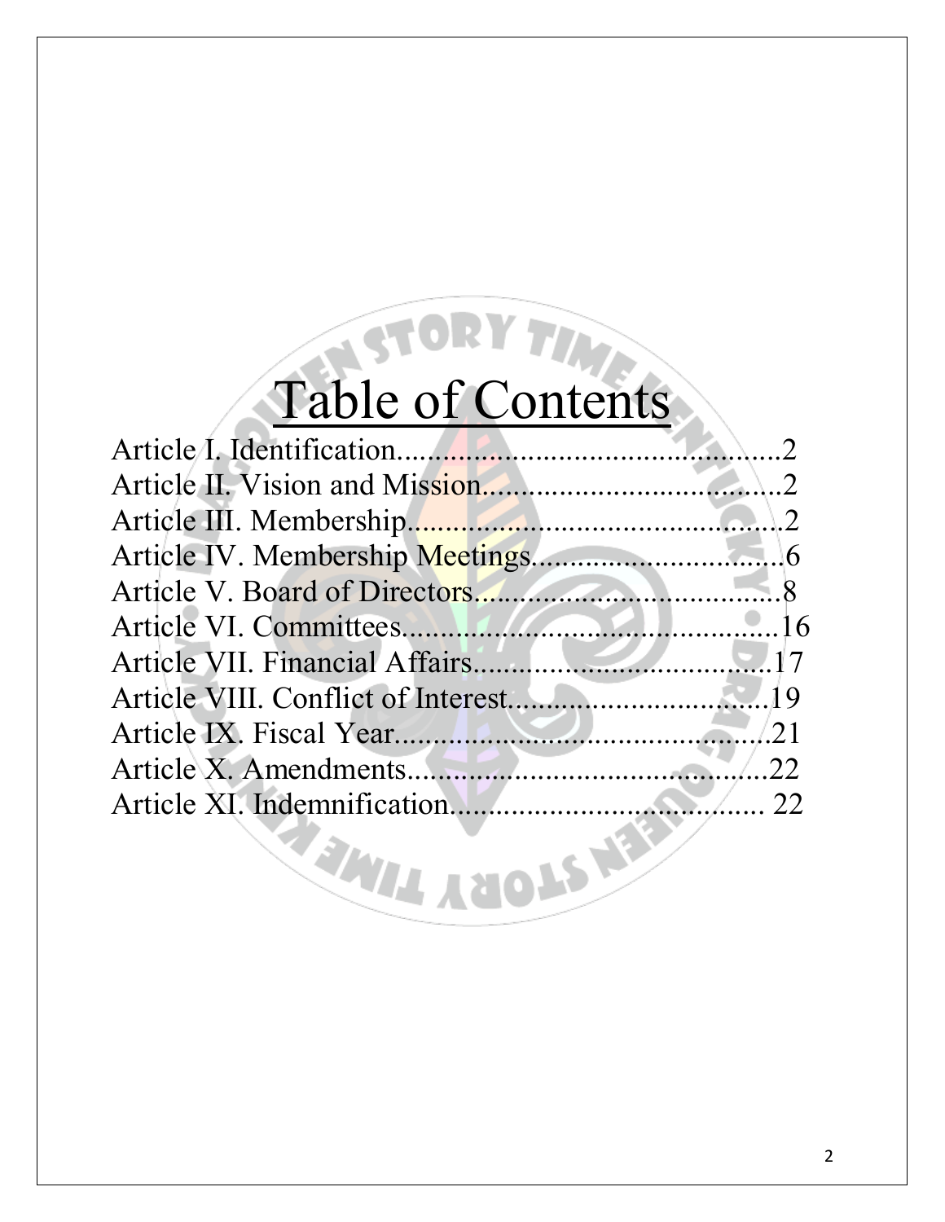# Table of Contents

Article I. Identification..................................................2
Article II. Vision and Mission.......................................2
Article III. Membership..................................................2
Article IV. Membership Meetings.................................6
Article V. Board of Directors.......................................8
Article VI. Committees.................................................16
Article VII. Financial Affairs.......................................17
Article VIII. Conflict of Interest..................................19
Article IX. Fiscal Year..................................................21
Article X. Amendments.................................................22
Article XI. Indemnification.......................................... 22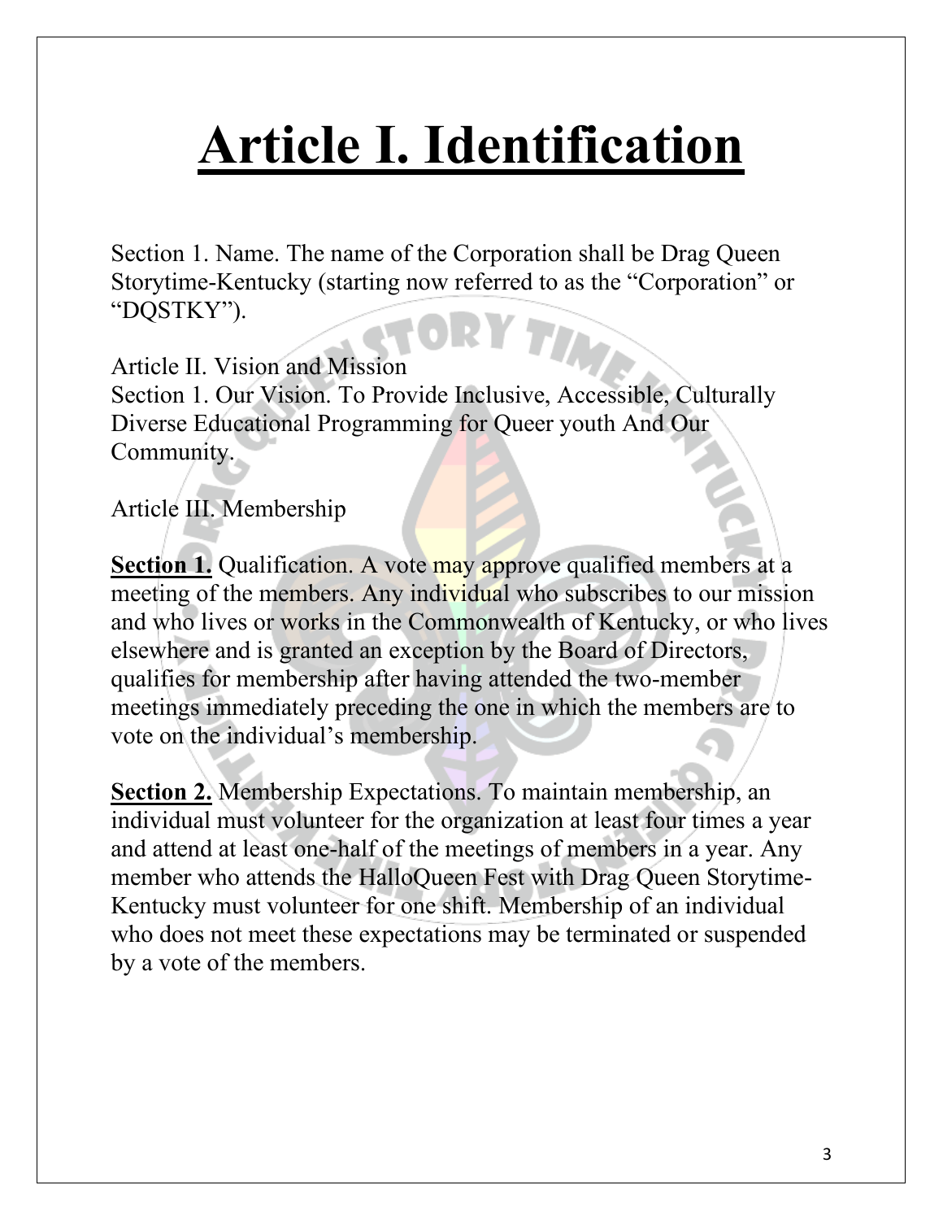# Article I. Identification

Section 1. Name. The name of the Corporation shall be Drag Queen Storytime-Kentucky (starting now referred to as the "Corporation" or "DQSTKY").

Article II. Vision and Mission

Section 1. Our Vision. To Provide Inclusive, Accessible, Culturally Diverse Educational Programming for Queer youth And Our Community.

Article III. Membership

**Section 1.** Qualification. A vote may approve qualified members at a meeting of the members. Any individual who subscribes to our mission and who lives or works in the Commonwealth of Kentucky, or who lives elsewhere and is granted an exception by the Board of Directors, qualifies for membership after having attended the two-member meetings immediately preceding the one in which the members are to vote on the individual's membership.

**Section 2.** Membership Expectations. To maintain membership, an individual must volunteer for the organization at least four times a year and attend at least one-half of the meetings of members in a year. Any member who attends the HalloQueen Fest with Drag Queen Storytime-Kentucky must volunteer for one shift. Membership of an individual who does not meet these expectations may be terminated or suspended by a vote of the members.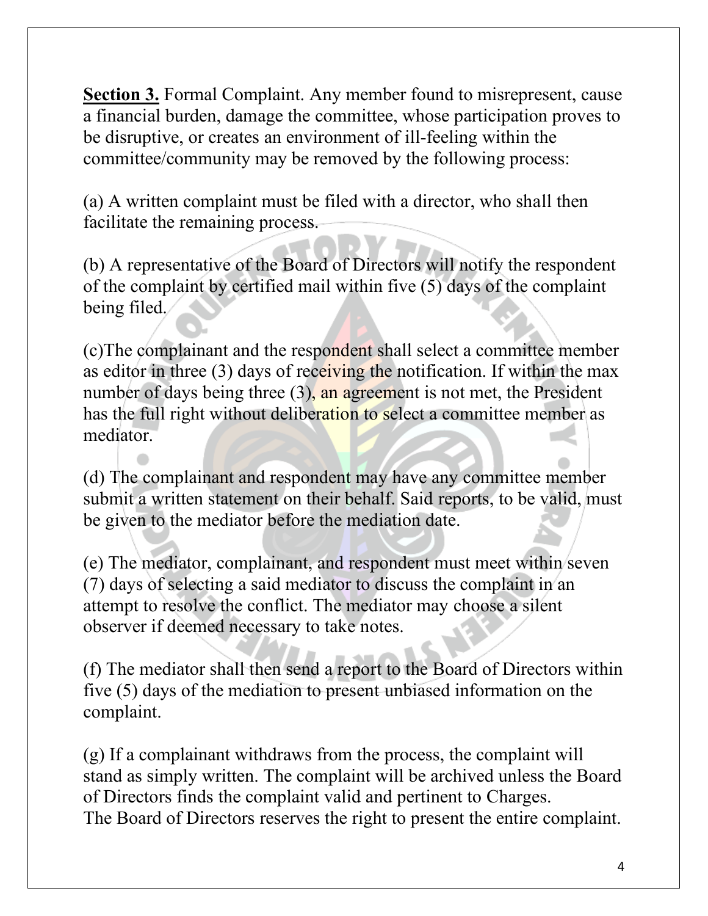**Section 3.** Formal Complaint. Any member found to misrepresent, cause a financial burden, damage the committee, whose participation proves to be disruptive, or creates an environment of ill-feeling within the committee/community may be removed by the following process:

(a) A written complaint must be filed with a director, who shall then facilitate the remaining process.

(b) A representative of the Board of Directors will notify the respondent of the complaint by certified mail within five (5) days of the complaint being filed.

(c)The complainant and the respondent shall select a committee member as editor in three (3) days of receiving the notification. If within the max number of days being three (3), an agreement is not met, the President has the full right without deliberation to select a committee member as mediator.

(d) The complainant and respondent may have any committee member submit a written statement on their behalf. Said reports, to be valid, must be given to the mediator before the mediation date.

(e) The mediator, complainant, and respondent must meet within seven (7) days of selecting a said mediator to discuss the complaint in an attempt to resolve the conflict. The mediator may choose a silent observer if deemed necessary to take notes.

(f) The mediator shall then send a report to the Board of Directors within five (5) days of the mediation to present unbiased information on the complaint.

(g) If a complainant withdraws from the process, the complaint will stand as simply written. The complaint will be archived unless the Board of Directors finds the complaint valid and pertinent to Charges.
The Board of Directors reserves the right to present the entire complaint.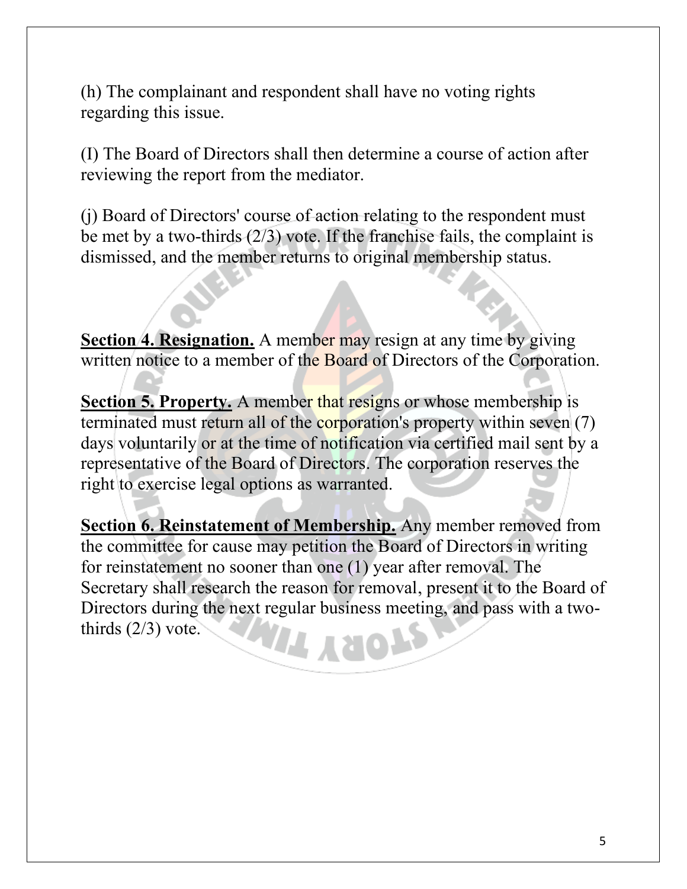(h) The complainant and respondent shall have no voting rights regarding this issue.

(I) The Board of Directors shall then determine a course of action after reviewing the report from the mediator.

(j) Board of Directors' course of action relating to the respondent must be met by a two-thirds (2/3) vote. If the franchise fails, the complaint is dismissed, and the member returns to original membership status.

**Section 4. Resignation.** A member may resign at any time by giving written notice to a member of the Board of Directors of the Corporation.

**Section 5. Property.** A member that resigns or whose membership is terminated must return all of the corporation's property within seven (7) days voluntarily or at the time of notification via certified mail sent by a representative of the Board of Directors. The corporation reserves the right to exercise legal options as warranted.

**Section 6. Reinstatement of Membership.** Any member removed from the committee for cause may petition the Board of Directors in writing for reinstatement no sooner than one (1) year after removal. The Secretary shall research the reason for removal, present it to the Board of Directors during the next regular business meeting, and pass with a two-thirds (2/3) vote.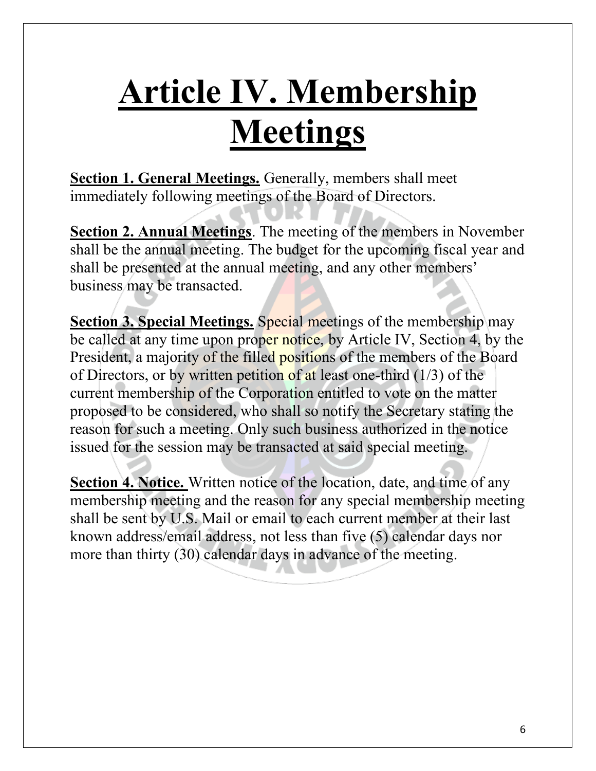# Article IV. Membership Meetings

**Section 1. General Meetings.** Generally, members shall meet immediately following meetings of the Board of Directors.

**Section 2. Annual Meetings**. The meeting of the members in November shall be the annual meeting. The budget for the upcoming fiscal year and shall be presented at the annual meeting, and any other members' business may be transacted.

**Section 3. Special Meetings.** Special meetings of the membership may be called at any time upon proper notice, by Article IV, Section 4, by the President, a majority of the filled positions of the members of the Board of Directors, or by written petition of at least one-third (1/3) of the current membership of the Corporation entitled to vote on the matter proposed to be considered, who shall so notify the Secretary stating the reason for such a meeting. Only such business authorized in the notice issued for the session may be transacted at said special meeting.

**Section 4. Notice.** Written notice of the location, date, and time of any membership meeting and the reason for any special membership meeting shall be sent by U.S. Mail or email to each current member at their last known address/email address, not less than five (5) calendar days nor more than thirty (30) calendar days in advance of the meeting.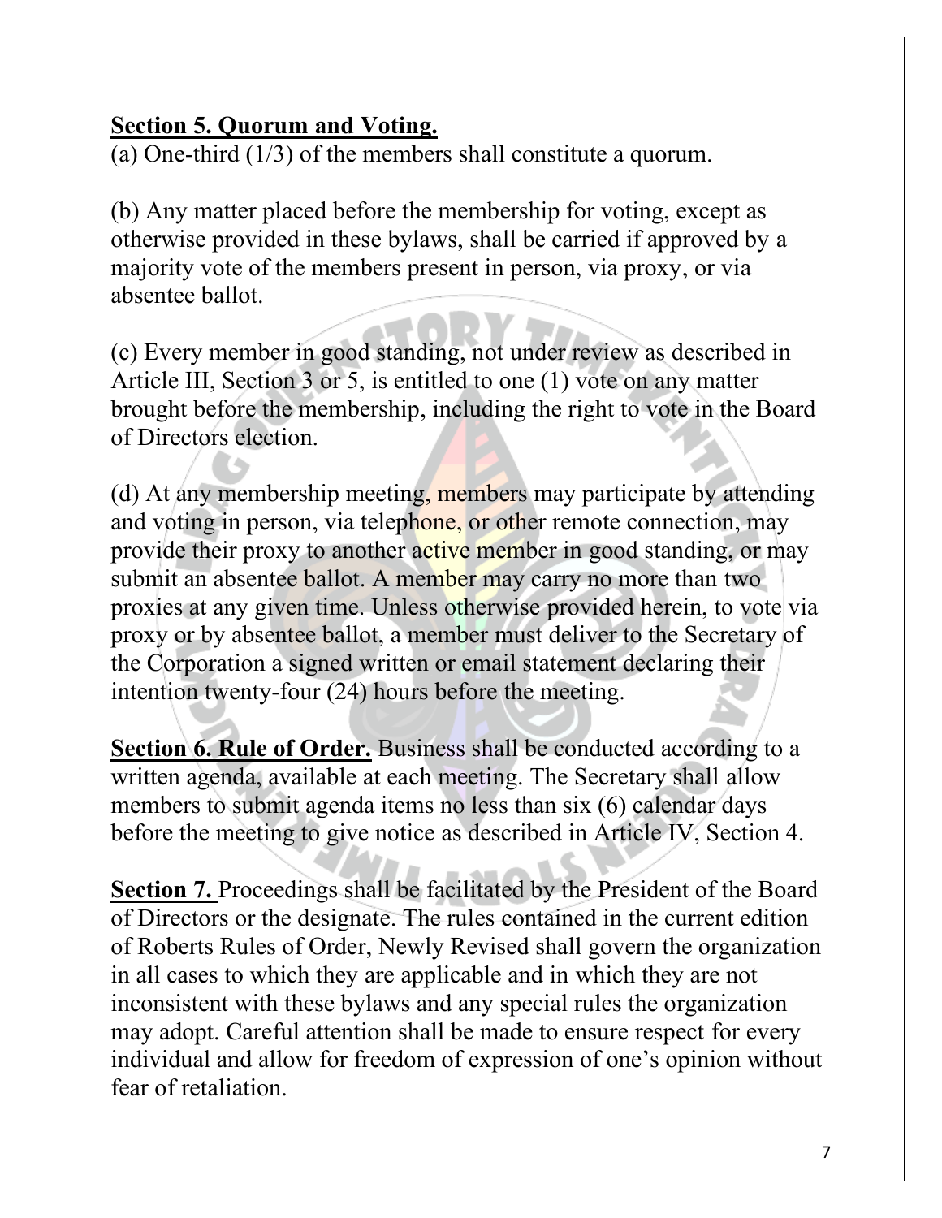**Section 5. Quorum and Voting.**

(a) One-third (1/3) of the members shall constitute a quorum.

(b) Any matter placed before the membership for voting, except as otherwise provided in these bylaws, shall be carried if approved by a majority vote of the members present in person, via proxy, or via absentee ballot.

(c) Every member in good standing, not under review as described in Article III, Section 3 or 5, is entitled to one (1) vote on any matter brought before the membership, including the right to vote in the Board of Directors election.

(d) At any membership meeting, members may participate by attending and voting in person, via telephone, or other remote connection, may provide their proxy to another active member in good standing, or may submit an absentee ballot. A member may carry no more than two proxies at any given time. Unless otherwise provided herein, to vote via proxy or by absentee ballot, a member must deliver to the Secretary of the Corporation a signed written or email statement declaring their intention twenty-four (24) hours before the meeting.

**Section 6. Rule of Order.** Business shall be conducted according to a written agenda, available at each meeting. The Secretary shall allow members to submit agenda items no less than six (6) calendar days before the meeting to give notice as described in Article IV, Section 4.

**Section 7.** Proceedings shall be facilitated by the President of the Board of Directors or the designate. The rules contained in the current edition of Roberts Rules of Order, Newly Revised shall govern the organization in all cases to which they are applicable and in which they are not inconsistent with these bylaws and any special rules the organization may adopt. Careful attention shall be made to ensure respect for every individual and allow for freedom of expression of one's opinion without fear of retaliation.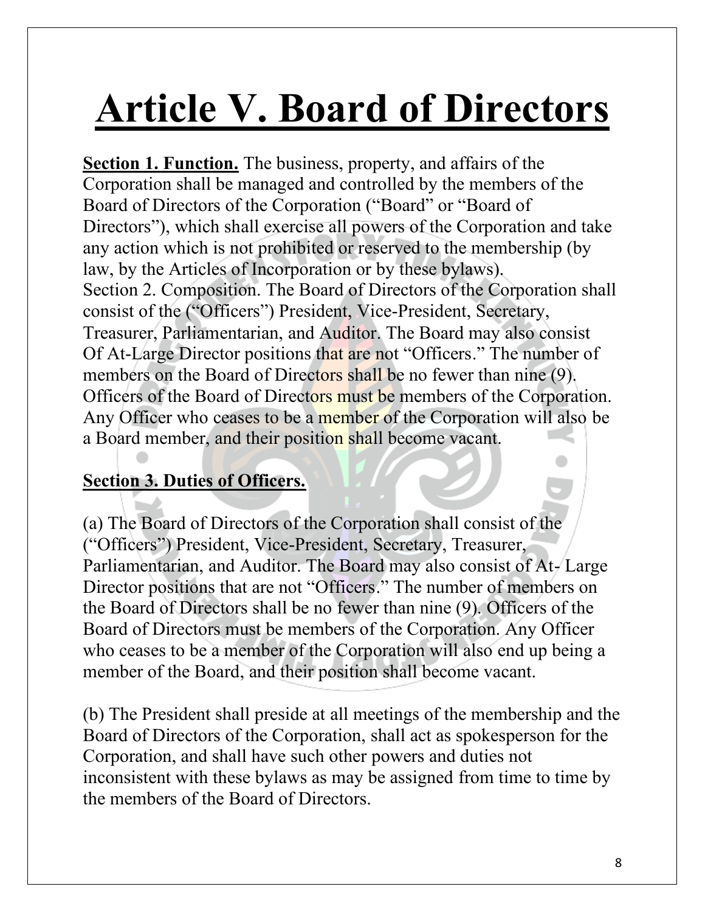# Article V. Board of Directors

**Section 1. Function.** The business, property, and affairs of the Corporation shall be managed and controlled by the members of the Board of Directors of the Corporation ("Board" or "Board of Directors"), which shall exercise all powers of the Corporation and take any action which is not prohibited or reserved to the membership (by law, by the Articles of Incorporation or by these bylaws).
Section 2. Composition. The Board of Directors of the Corporation shall consist of the ("Officers") President, Vice-President, Secretary, Treasurer, Parliamentarian, and Auditor. The Board may also consist Of At-Large Director positions that are not "Officers." The number of members on the Board of Directors shall be no fewer than nine (9). Officers of the Board of Directors must be members of the Corporation. Any Officer who ceases to be a member of the Corporation will also be a Board member, and their position shall become vacant.

**Section 3. Duties of Officers.**

(a) The Board of Directors of the Corporation shall consist of the ("Officers") President, Vice-President, Secretary, Treasurer, Parliamentarian, and Auditor. The Board may also consist of At- Large Director positions that are not "Officers." The number of members on the Board of Directors shall be no fewer than nine (9). Officers of the Board of Directors must be members of the Corporation. Any Officer who ceases to be a member of the Corporation will also end up being a member of the Board, and their position shall become vacant.

(b) The President shall preside at all meetings of the membership and the Board of Directors of the Corporation, shall act as spokesperson for the Corporation, and shall have such other powers and duties not inconsistent with these bylaws as may be assigned from time to time by the members of the Board of Directors.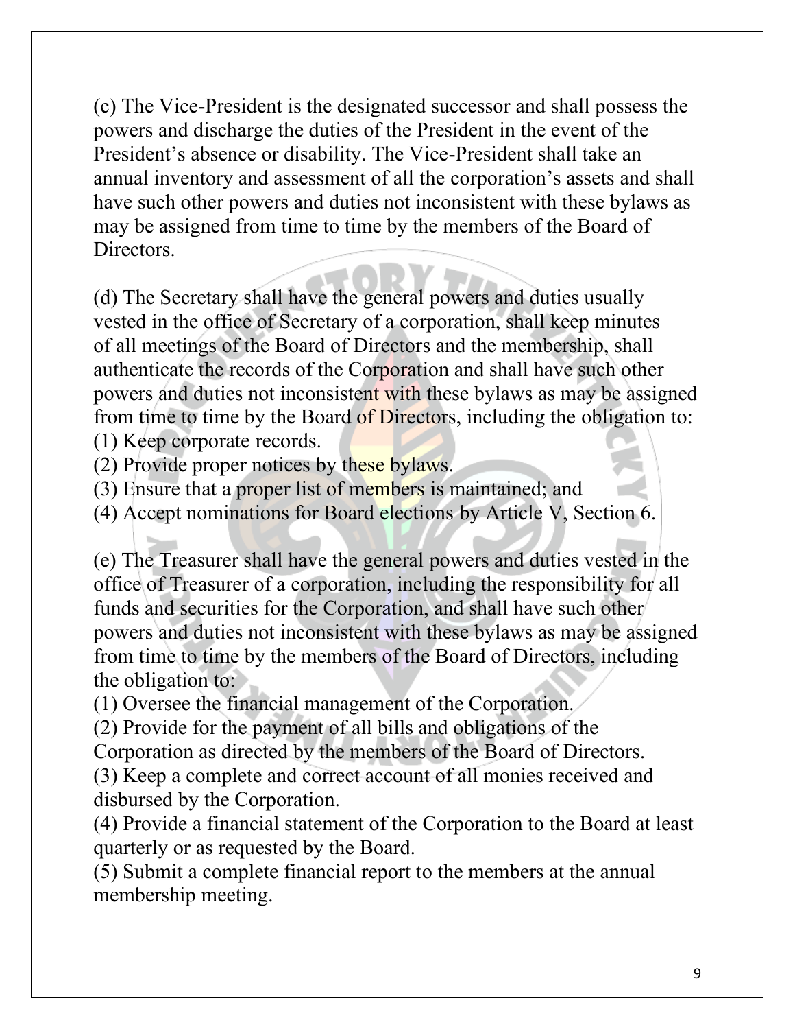(c) The Vice-President is the designated successor and shall possess the powers and discharge the duties of the President in the event of the President's absence or disability. The Vice-President shall take an annual inventory and assessment of all the corporation's assets and shall have such other powers and duties not inconsistent with these bylaws as may be assigned from time to time by the members of the Board of Directors.

(d) The Secretary shall have the general powers and duties usually vested in the office of Secretary of a corporation, shall keep minutes of all meetings of the Board of Directors and the membership, shall authenticate the records of the Corporation and shall have such other powers and duties not inconsistent with these bylaws as may be assigned from time to time by the Board of Directors, including the obligation to:
(1) Keep corporate records.
(2) Provide proper notices by these bylaws.
(3) Ensure that a proper list of members is maintained; and
(4) Accept nominations for Board elections by Article V, Section 6.

(e) The Treasurer shall have the general powers and duties vested in the office of Treasurer of a corporation, including the responsibility for all funds and securities for the Corporation, and shall have such other powers and duties not inconsistent with these bylaws as may be assigned from time to time by the members of the Board of Directors, including the obligation to:
(1) Oversee the financial management of the Corporation.
(2) Provide for the payment of all bills and obligations of the Corporation as directed by the members of the Board of Directors.
(3) Keep a complete and correct account of all monies received and disbursed by the Corporation.
(4) Provide a financial statement of the Corporation to the Board at least quarterly or as requested by the Board.
(5) Submit a complete financial report to the members at the annual membership meeting.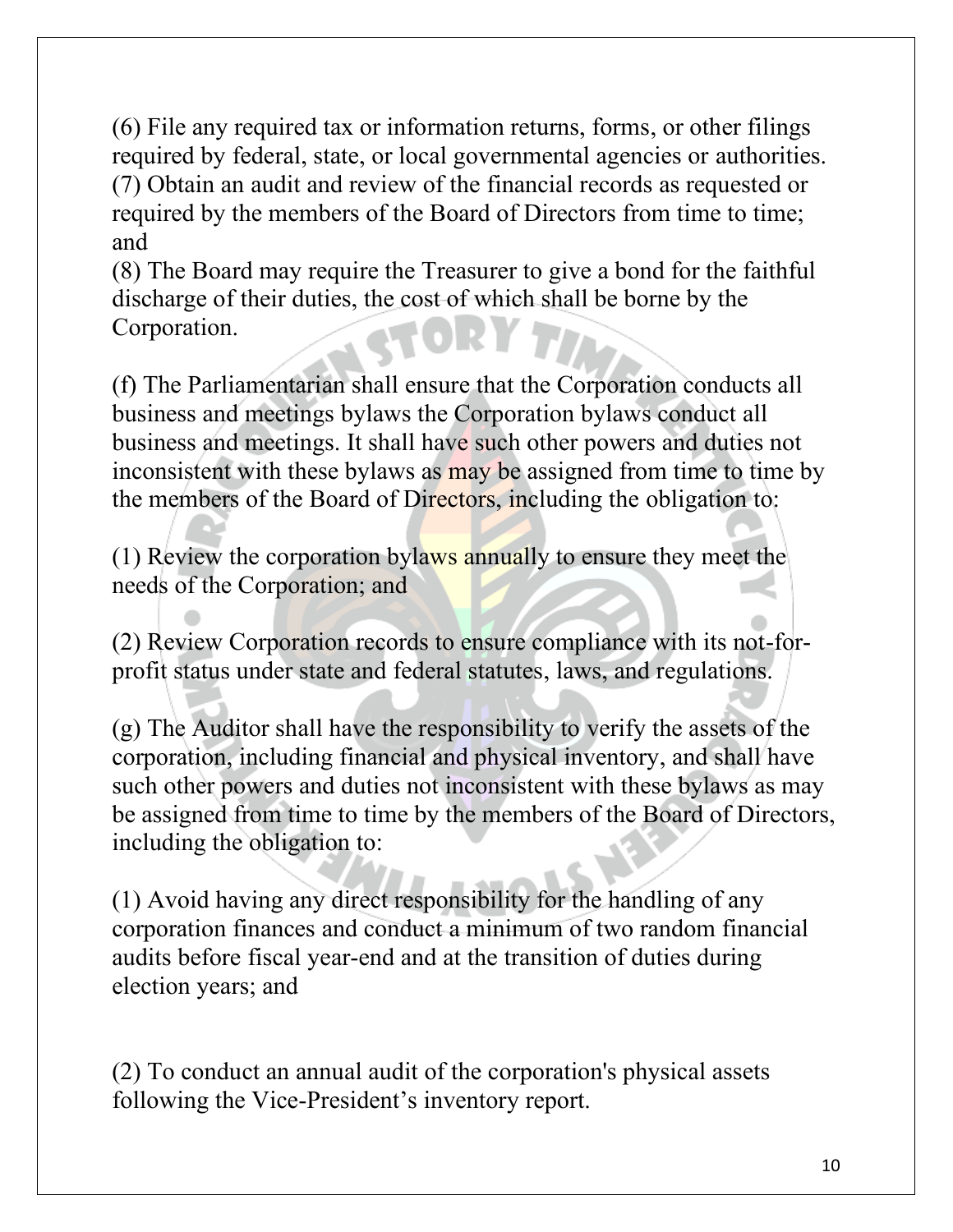(6) File any required tax or information returns, forms, or other filings required by federal, state, or local governmental agencies or authorities.
(7) Obtain an audit and review of the financial records as requested or required by the members of the Board of Directors from time to time; and
(8) The Board may require the Treasurer to give a bond for the faithful discharge of their duties, the cost of which shall be borne by the Corporation.

(f) The Parliamentarian shall ensure that the Corporation conducts all business and meetings bylaws the Corporation bylaws conduct all business and meetings. It shall have such other powers and duties not inconsistent with these bylaws as may be assigned from time to time by the members of the Board of Directors, including the obligation to:

(1) Review the corporation bylaws annually to ensure they meet the needs of the Corporation; and

(2) Review Corporation records to ensure compliance with its not-for-profit status under state and federal statutes, laws, and regulations.

(g) The Auditor shall have the responsibility to verify the assets of the corporation, including financial and physical inventory, and shall have such other powers and duties not inconsistent with these bylaws as may be assigned from time to time by the members of the Board of Directors, including the obligation to:

(1) Avoid having any direct responsibility for the handling of any corporation finances and conduct a minimum of two random financial audits before fiscal year-end and at the transition of duties during election years; and

(2) To conduct an annual audit of the corporation's physical assets following the Vice-President's inventory report.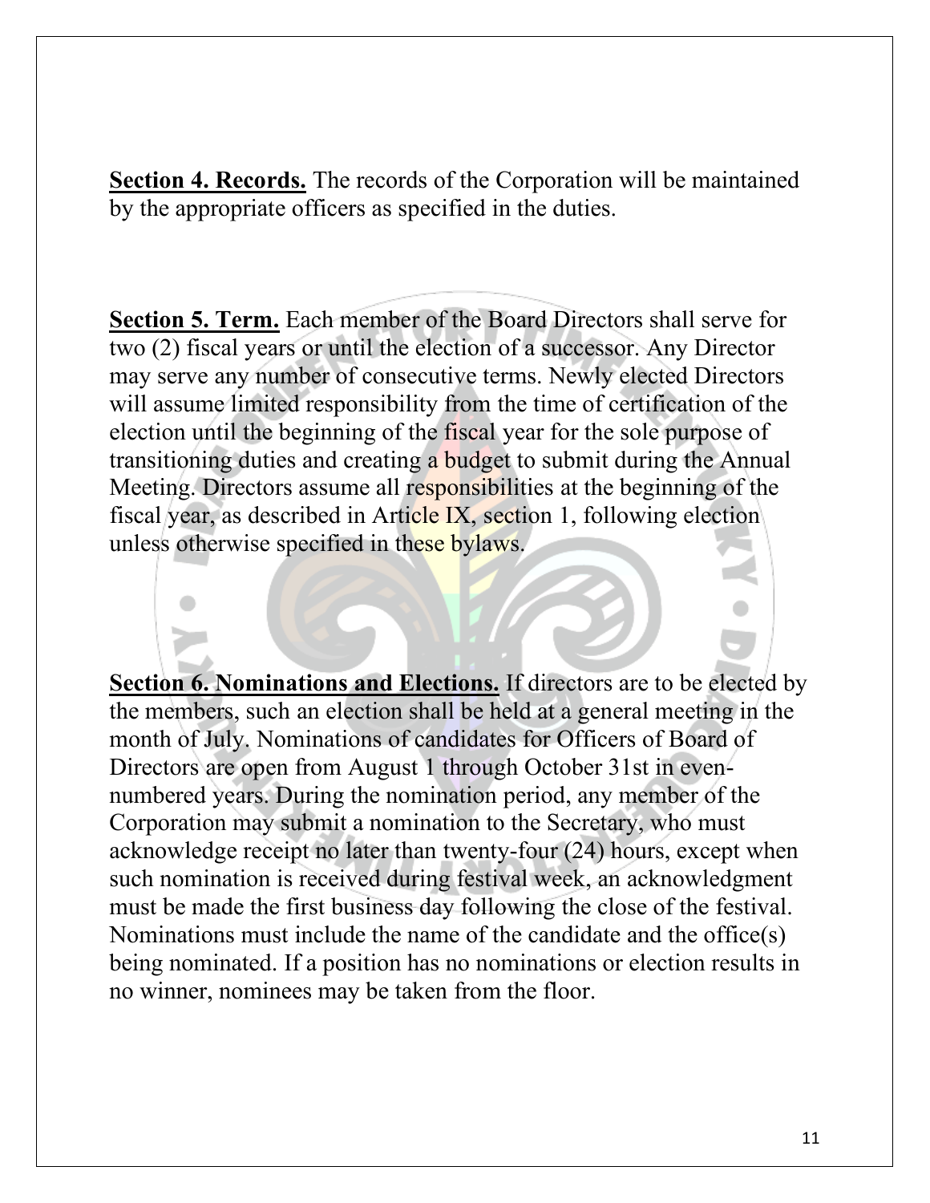**Section 4. Records.** The records of the Corporation will be maintained by the appropriate officers as specified in the duties.

**Section 5. Term.** Each member of the Board Directors shall serve for two (2) fiscal years or until the election of a successor. Any Director may serve any number of consecutive terms. Newly elected Directors will assume limited responsibility from the time of certification of the election until the beginning of the fiscal year for the sole purpose of transitioning duties and creating a budget to submit during the Annual Meeting. Directors assume all responsibilities at the beginning of the fiscal year, as described in Article IX, section 1, following election unless otherwise specified in these bylaws.

**Section 6. Nominations and Elections.** If directors are to be elected by the members, such an election shall be held at a general meeting in the month of July. Nominations of candidates for Officers of Board of Directors are open from August 1 through October 31st in even-numbered years. During the nomination period, any member of the Corporation may submit a nomination to the Secretary, who must acknowledge receipt no later than twenty-four (24) hours, except when such nomination is received during festival week, an acknowledgment must be made the first business day following the close of the festival. Nominations must include the name of the candidate and the office(s) being nominated. If a position has no nominations or election results in no winner, nominees may be taken from the floor.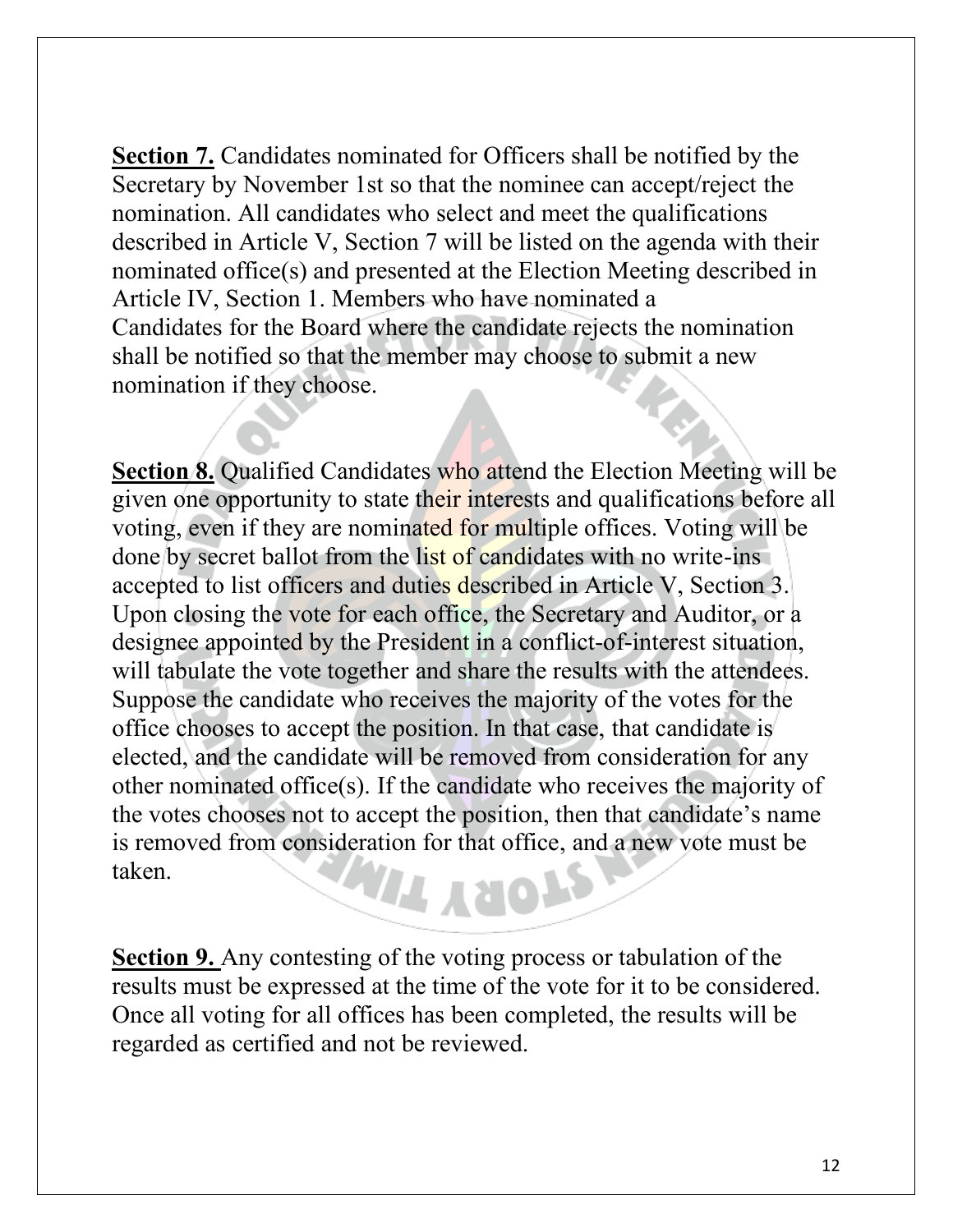**Section 7.** Candidates nominated for Officers shall be notified by the Secretary by November 1st so that the nominee can accept/reject the nomination. All candidates who select and meet the qualifications described in Article V, Section 7 will be listed on the agenda with their nominated office(s) and presented at the Election Meeting described in Article IV, Section 1. Members who have nominated a Candidates for the Board where the candidate rejects the nomination shall be notified so that the member may choose to submit a new nomination if they choose.

**Section 8.** Qualified Candidates who attend the Election Meeting will be given one opportunity to state their interests and qualifications before all voting, even if they are nominated for multiple offices. Voting will be done by secret ballot from the list of candidates with no write-ins accepted to list officers and duties described in Article V, Section 3. Upon closing the vote for each office, the Secretary and Auditor, or a designee appointed by the President in a conflict-of-interest situation, will tabulate the vote together and share the results with the attendees. Suppose the candidate who receives the majority of the votes for the office chooses to accept the position. In that case, that candidate is elected, and the candidate will be removed from consideration for any other nominated office(s). If the candidate who receives the majority of the votes chooses not to accept the position, then that candidate's name is removed from consideration for that office, and a new vote must be taken.

**Section 9.** Any contesting of the voting process or tabulation of the results must be expressed at the time of the vote for it to be considered. Once all voting for all offices has been completed, the results will be regarded as certified and not be reviewed.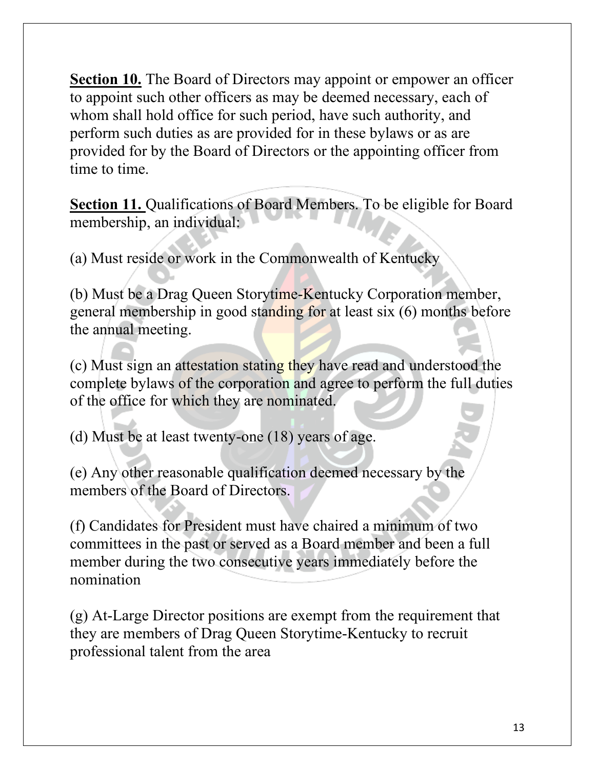**Section 10.** The Board of Directors may appoint or empower an officer to appoint such other officers as may be deemed necessary, each of whom shall hold office for such period, have such authority, and perform such duties as are provided for in these bylaws or as are provided for by the Board of Directors or the appointing officer from time to time.

**Section 11.** Qualifications of Board Members. To be eligible for Board membership, an individual:

(a) Must reside or work in the Commonwealth of Kentucky

(b) Must be a Drag Queen Storytime-Kentucky Corporation member, general membership in good standing for at least six (6) months before the annual meeting.

(c) Must sign an attestation stating they have read and understood the complete bylaws of the corporation and agree to perform the full duties of the office for which they are nominated.

(d) Must be at least twenty-one (18) years of age.

(e) Any other reasonable qualification deemed necessary by the members of the Board of Directors.

(f) Candidates for President must have chaired a minimum of two committees in the past or served as a Board member and been a full member during the two consecutive years immediately before the nomination

(g) At-Large Director positions are exempt from the requirement that they are members of Drag Queen Storytime-Kentucky to recruit professional talent from the area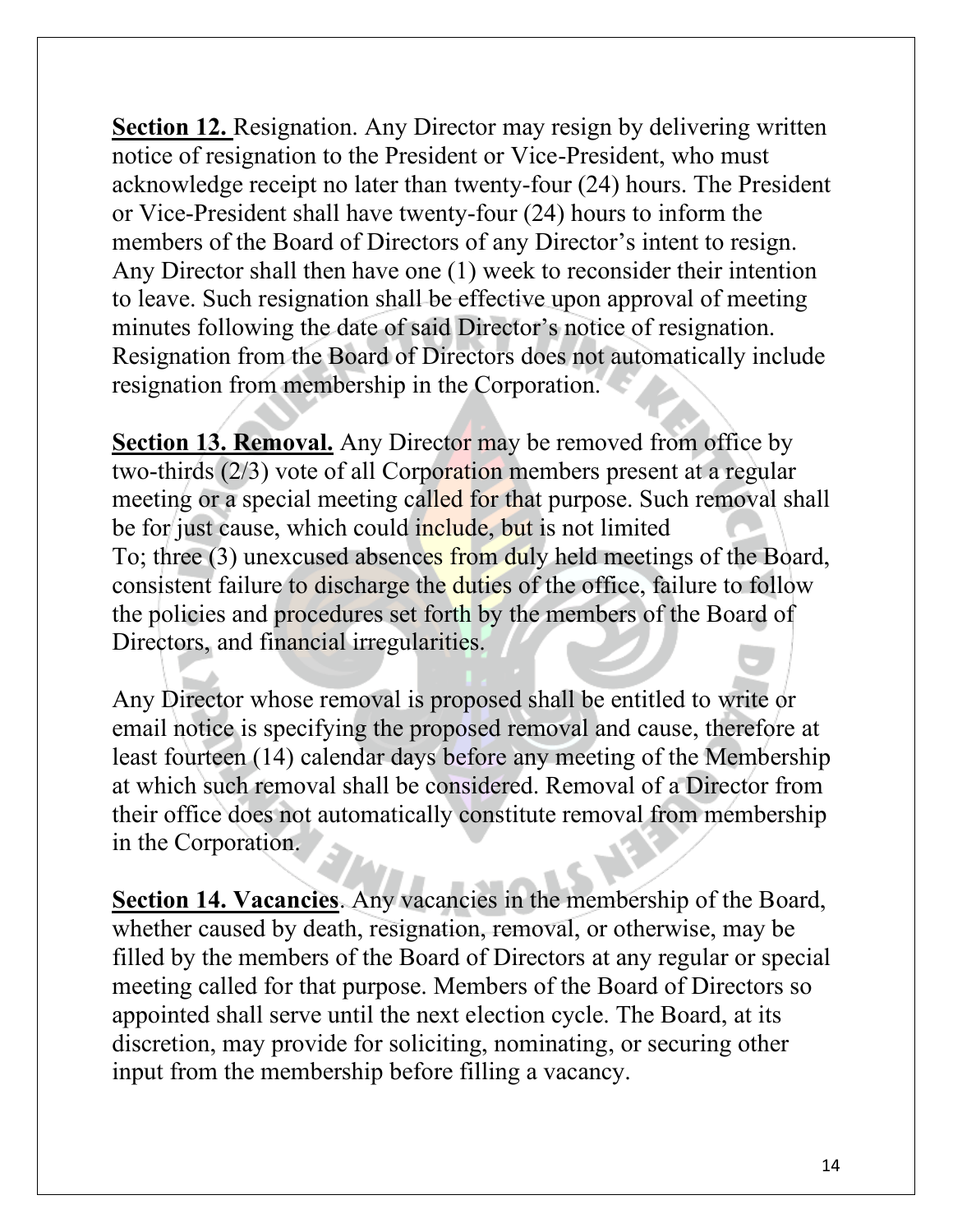**Section 12.** Resignation. Any Director may resign by delivering written notice of resignation to the President or Vice-President, who must acknowledge receipt no later than twenty-four (24) hours. The President or Vice-President shall have twenty-four (24) hours to inform the members of the Board of Directors of any Director's intent to resign. Any Director shall then have one (1) week to reconsider their intention to leave. Such resignation shall be effective upon approval of meeting minutes following the date of said Director's notice of resignation. Resignation from the Board of Directors does not automatically include resignation from membership in the Corporation.

**Section 13. Removal.** Any Director may be removed from office by two-thirds (2/3) vote of all Corporation members present at a regular meeting or a special meeting called for that purpose. Such removal shall be for just cause, which could include, but is not limited To; three (3) unexcused absences from duly held meetings of the Board, consistent failure to discharge the duties of the office, failure to follow the policies and procedures set forth by the members of the Board of Directors, and financial irregularities.

Any Director whose removal is proposed shall be entitled to write or email notice is specifying the proposed removal and cause, therefore at least fourteen (14) calendar days before any meeting of the Membership at which such removal shall be considered. Removal of a Director from their office does not automatically constitute removal from membership in the Corporation.

**Section 14. Vacancies**. Any vacancies in the membership of the Board, whether caused by death, resignation, removal, or otherwise, may be filled by the members of the Board of Directors at any regular or special meeting called for that purpose. Members of the Board of Directors so appointed shall serve until the next election cycle. The Board, at its discretion, may provide for soliciting, nominating, or securing other input from the membership before filling a vacancy.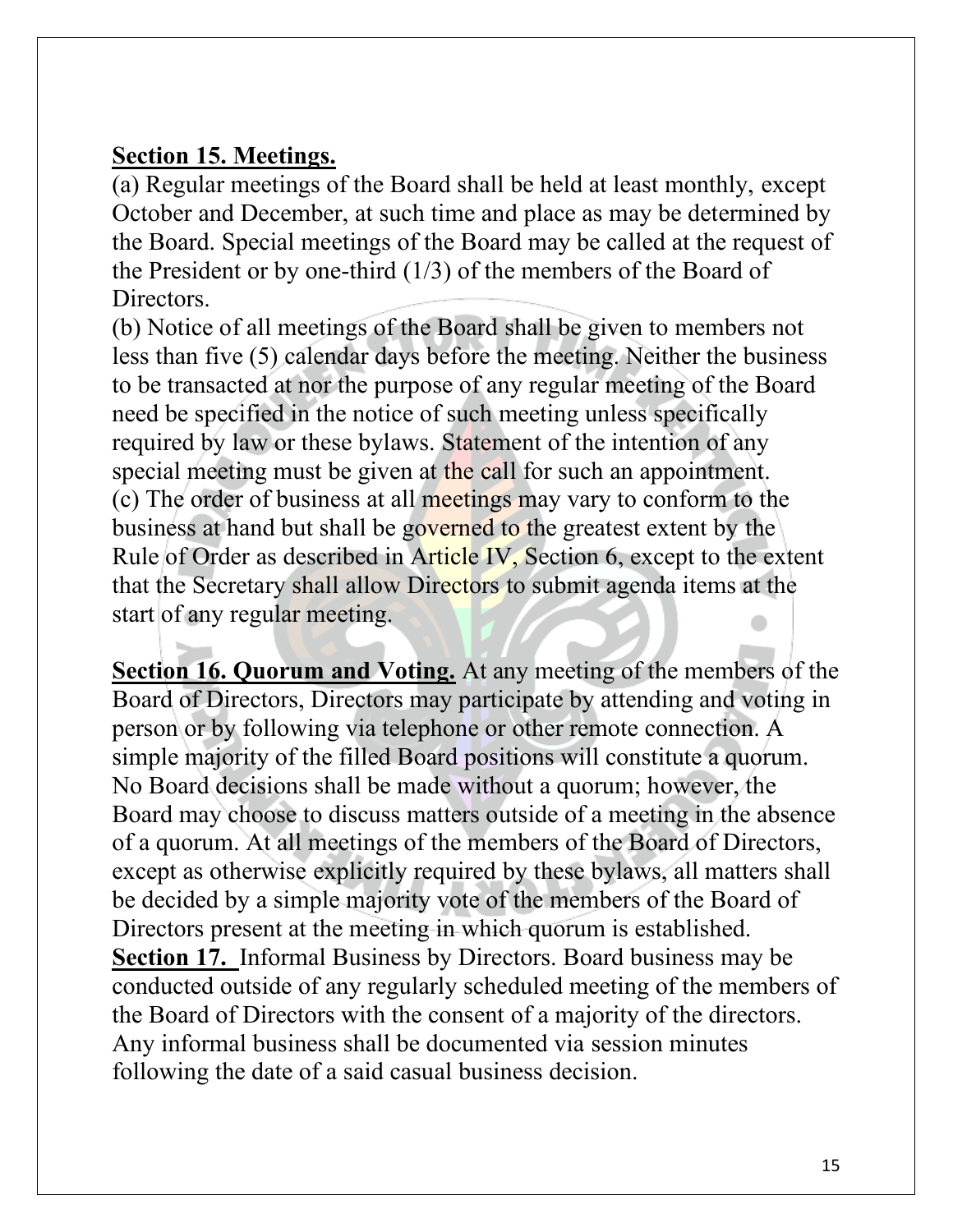**Section 15. Meetings.**

(a) Regular meetings of the Board shall be held at least monthly, except October and December, at such time and place as may be determined by the Board. Special meetings of the Board may be called at the request of the President or by one-third (1/3) of the members of the Board of Directors.

(b) Notice of all meetings of the Board shall be given to members not less than five (5) calendar days before the meeting. Neither the business to be transacted at nor the purpose of any regular meeting of the Board need be specified in the notice of such meeting unless specifically required by law or these bylaws. Statement of the intention of any special meeting must be given at the call for such an appointment.

(c) The order of business at all meetings may vary to conform to the business at hand but shall be governed to the greatest extent by the Rule of Order as described in Article IV, Section 6, except to the extent that the Secretary shall allow Directors to submit agenda items at the start of any regular meeting.

**Section 16. Quorum and Voting.** At any meeting of the members of the Board of Directors, Directors may participate by attending and voting in person or by following via telephone or other remote connection. A simple majority of the filled Board positions will constitute a quorum. No Board decisions shall be made without a quorum; however, the Board may choose to discuss matters outside of a meeting in the absence of a quorum. At all meetings of the members of the Board of Directors, except as otherwise explicitly required by these bylaws, all matters shall be decided by a simple majority vote of the members of the Board of Directors present at the meeting in which quorum is established.

**Section 17.** Informal Business by Directors. Board business may be conducted outside of any regularly scheduled meeting of the members of the Board of Directors with the consent of a majority of the directors. Any informal business shall be documented via session minutes following the date of a said casual business decision.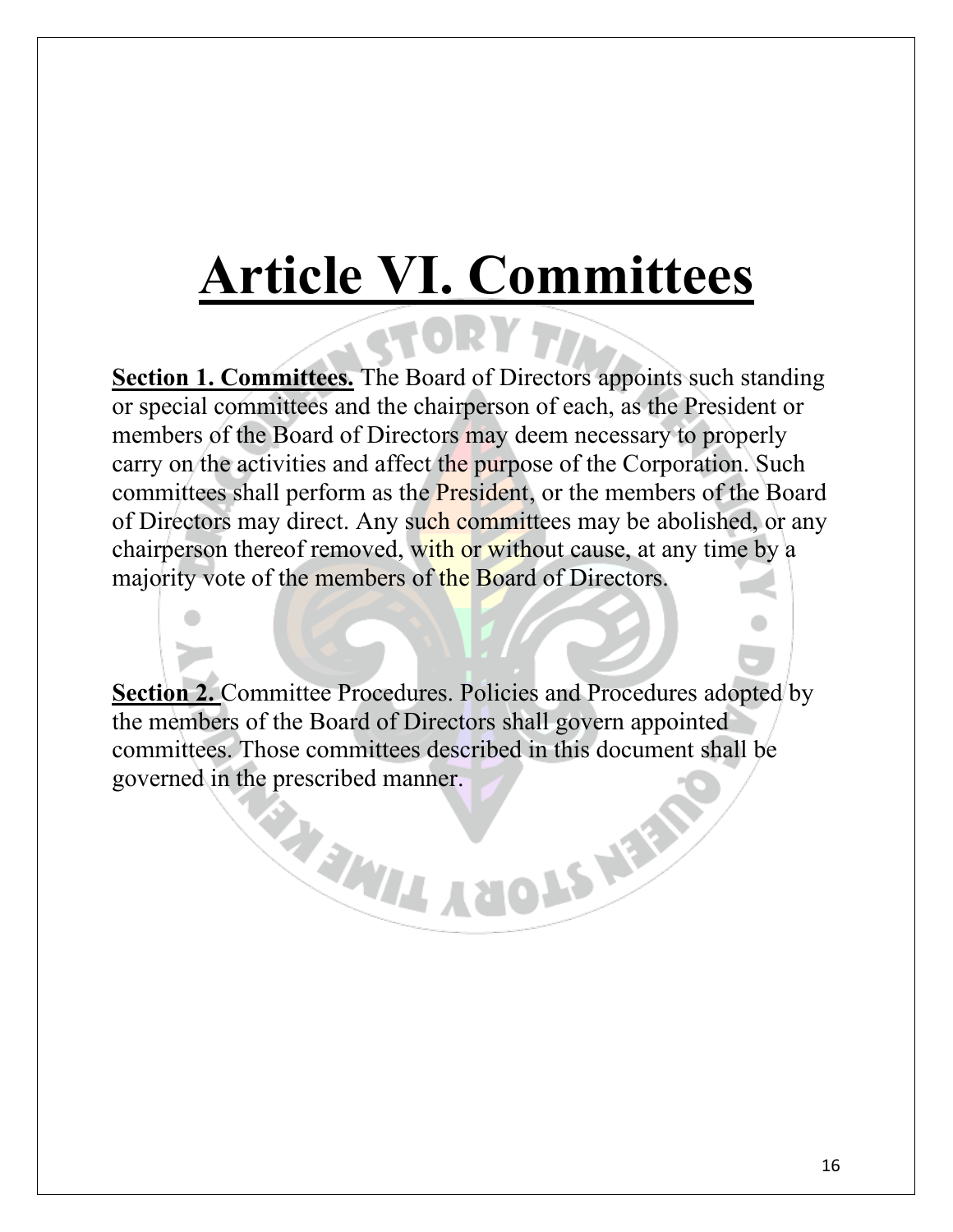# Article VI. Committees

**Section 1. Committees.** The Board of Directors appoints such standing or special committees and the chairperson of each, as the President or members of the Board of Directors may deem necessary to properly carry on the activities and affect the purpose of the Corporation. Such committees shall perform as the President, or the members of the Board of Directors may direct. Any such committees may be abolished, or any chairperson thereof removed, with or without cause, at any time by a majority vote of the members of the Board of Directors.

**Section 2.** Committee Procedures. Policies and Procedures adopted by the members of the Board of Directors shall govern appointed committees. Those committees described in this document shall be governed in the prescribed manner.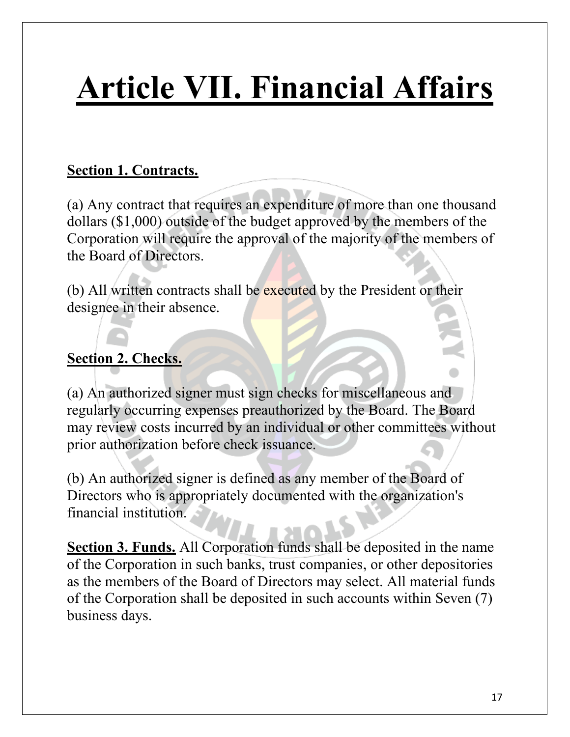# Article VII. Financial Affairs

**Section 1. Contracts.**

(a) Any contract that requires an expenditure of more than one thousand dollars ($1,000) outside of the budget approved by the members of the Corporation will require the approval of the majority of the members of the Board of Directors.

(b) All written contracts shall be executed by the President or their designee in their absence.

**Section 2. Checks.**

(a) An authorized signer must sign checks for miscellaneous and regularly occurring expenses preauthorized by the Board. The Board may review costs incurred by an individual or other committees without prior authorization before check issuance.

(b) An authorized signer is defined as any member of the Board of Directors who is appropriately documented with the organization's financial institution.

**Section 3. Funds.** All Corporation funds shall be deposited in the name of the Corporation in such banks, trust companies, or other depositories as the members of the Board of Directors may select. All material funds of the Corporation shall be deposited in such accounts within Seven (7) business days.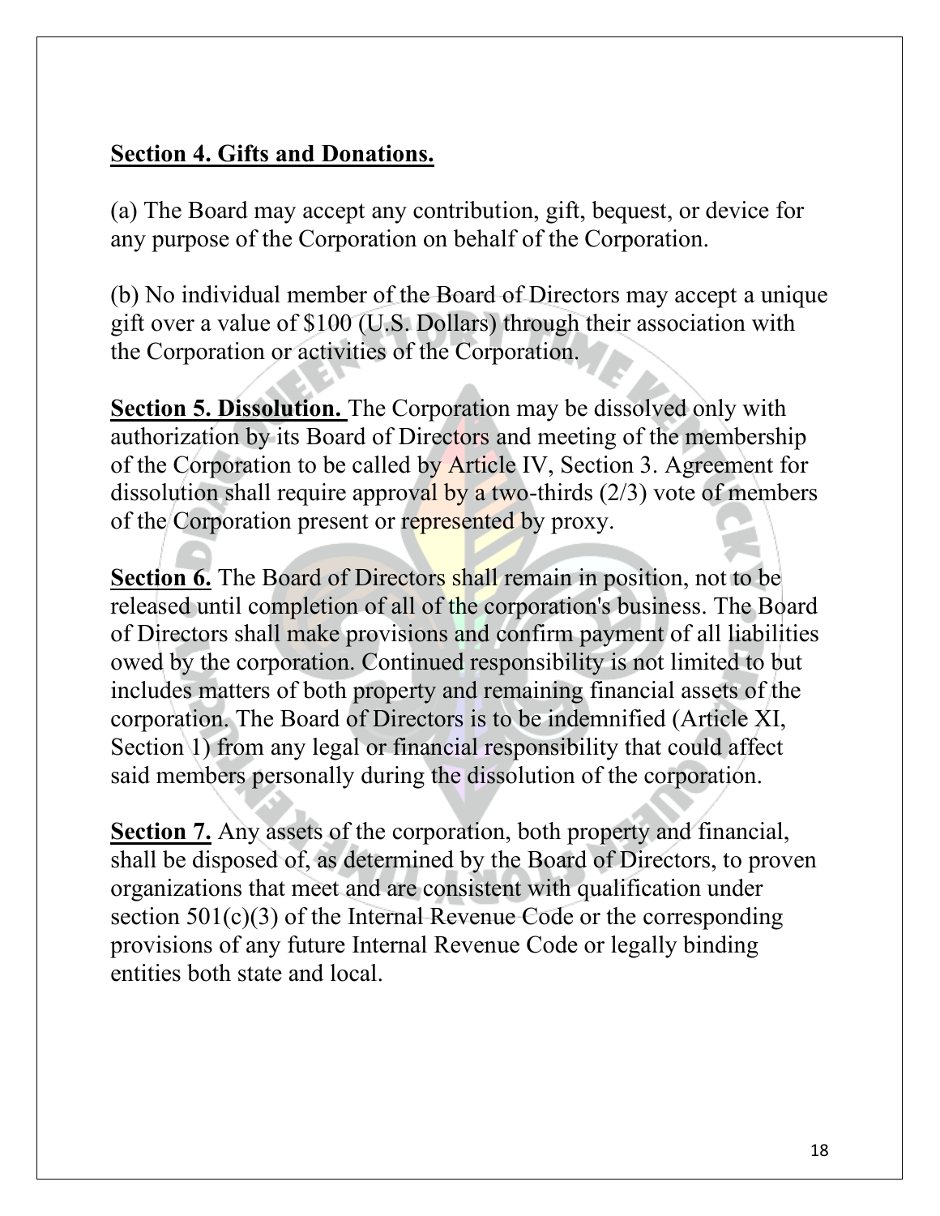**Section 4. Gifts and Donations.**

(a) The Board may accept any contribution, gift, bequest, or device for any purpose of the Corporation on behalf of the Corporation.

(b) No individual member of the Board of Directors may accept a unique gift over a value of $100 (U.S. Dollars) through their association with the Corporation or activities of the Corporation.

**Section 5. Dissolution.** The Corporation may be dissolved only with authorization by its Board of Directors and meeting of the membership of the Corporation to be called by Article IV, Section 3. Agreement for dissolution shall require approval by a two-thirds (2/3) vote of members of the Corporation present or represented by proxy.

**Section 6.** The Board of Directors shall remain in position, not to be released until completion of all of the corporation's business. The Board of Directors shall make provisions and confirm payment of all liabilities owed by the corporation. Continued responsibility is not limited to but includes matters of both property and remaining financial assets of the corporation. The Board of Directors is to be indemnified (Article XI, Section 1) from any legal or financial responsibility that could affect said members personally during the dissolution of the corporation.

**Section 7.** Any assets of the corporation, both property and financial, shall be disposed of, as determined by the Board of Directors, to proven organizations that meet and are consistent with qualification under section 501(c)(3) of the Internal Revenue Code or the corresponding provisions of any future Internal Revenue Code or legally binding entities both state and local.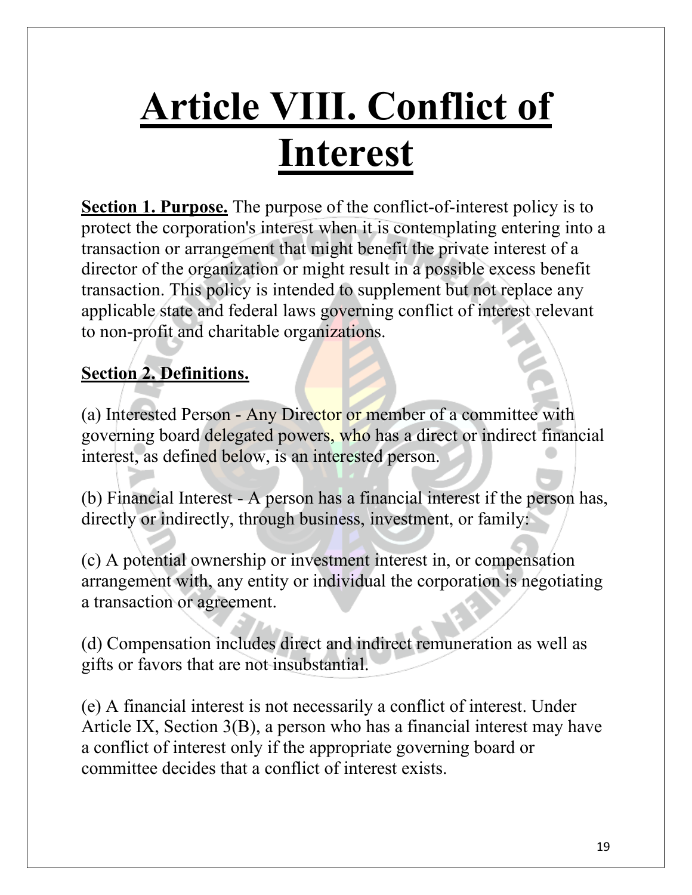# Article VIII. Conflict of Interest

**Section 1. Purpose.** The purpose of the conflict-of-interest policy is to protect the corporation's interest when it is contemplating entering into a transaction or arrangement that might benefit the private interest of a director of the organization or might result in a possible excess benefit transaction. This policy is intended to supplement but not replace any applicable state and federal laws governing conflict of interest relevant to non-profit and charitable organizations.

**Section 2. Definitions.**

(a) Interested Person - Any Director or member of a committee with governing board delegated powers, who has a direct or indirect financial interest, as defined below, is an interested person.

(b) Financial Interest - A person has a financial interest if the person has, directly or indirectly, through business, investment, or family:

(c) A potential ownership or investment interest in, or compensation arrangement with, any entity or individual the corporation is negotiating a transaction or agreement.

(d) Compensation includes direct and indirect remuneration as well as gifts or favors that are not insubstantial.

(e) A financial interest is not necessarily a conflict of interest. Under Article IX, Section 3(B), a person who has a financial interest may have a conflict of interest only if the appropriate governing board or committee decides that a conflict of interest exists.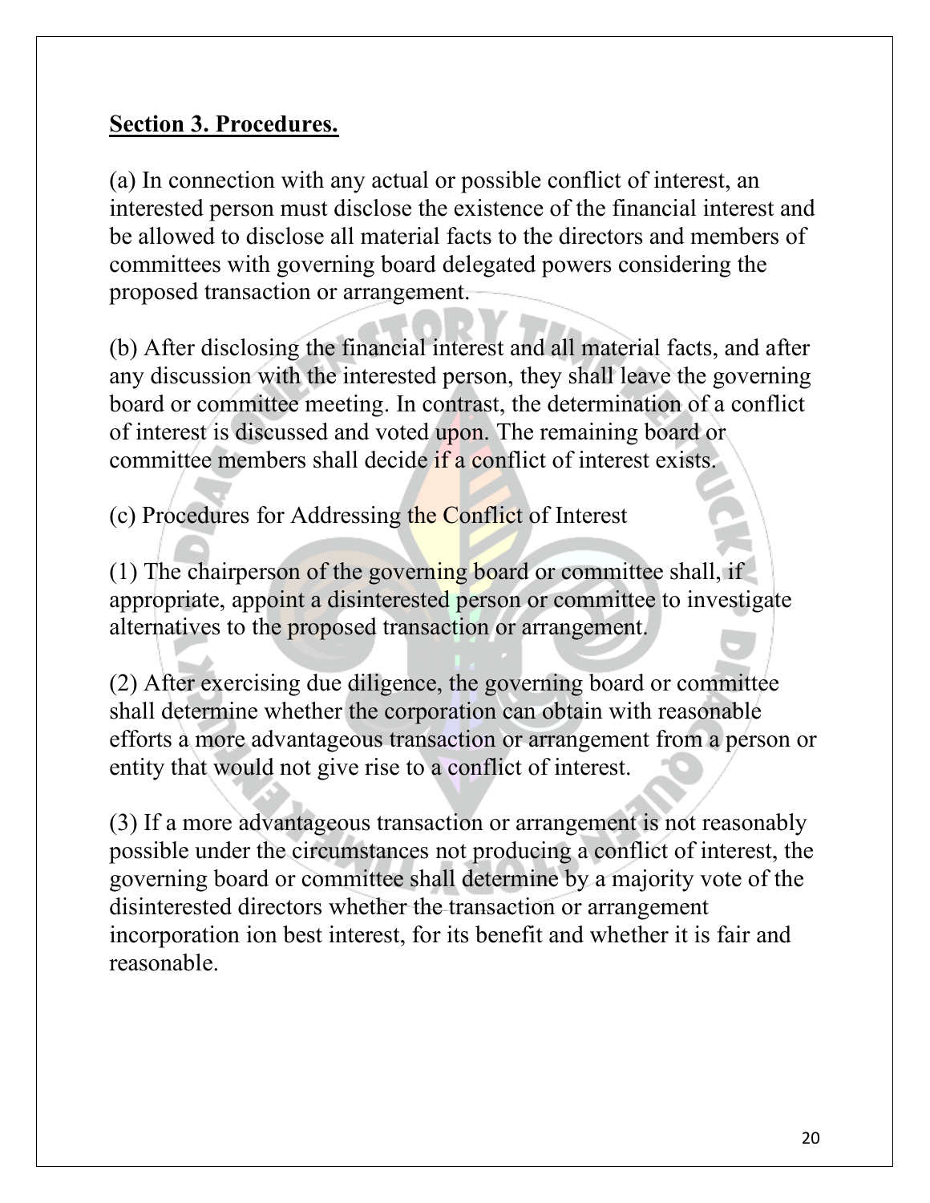**Section 3. Procedures.**

(a) In connection with any actual or possible conflict of interest, an interested person must disclose the existence of the financial interest and be allowed to disclose all material facts to the directors and members of committees with governing board delegated powers considering the proposed transaction or arrangement.

(b) After disclosing the financial interest and all material facts, and after any discussion with the interested person, they shall leave the governing board or committee meeting. In contrast, the determination of a conflict of interest is discussed and voted upon. The remaining board or committee members shall decide if a conflict of interest exists.

(c) Procedures for Addressing the Conflict of Interest

(1) The chairperson of the governing board or committee shall, if appropriate, appoint a disinterested person or committee to investigate alternatives to the proposed transaction or arrangement.

(2) After exercising due diligence, the governing board or committee shall determine whether the corporation can obtain with reasonable efforts a more advantageous transaction or arrangement from a person or entity that would not give rise to a conflict of interest.

(3) If a more advantageous transaction or arrangement is not reasonably possible under the circumstances not producing a conflict of interest, the governing board or committee shall determine by a majority vote of the disinterested directors whether the transaction or arrangement incorporation ion best interest, for its benefit and whether it is fair and reasonable.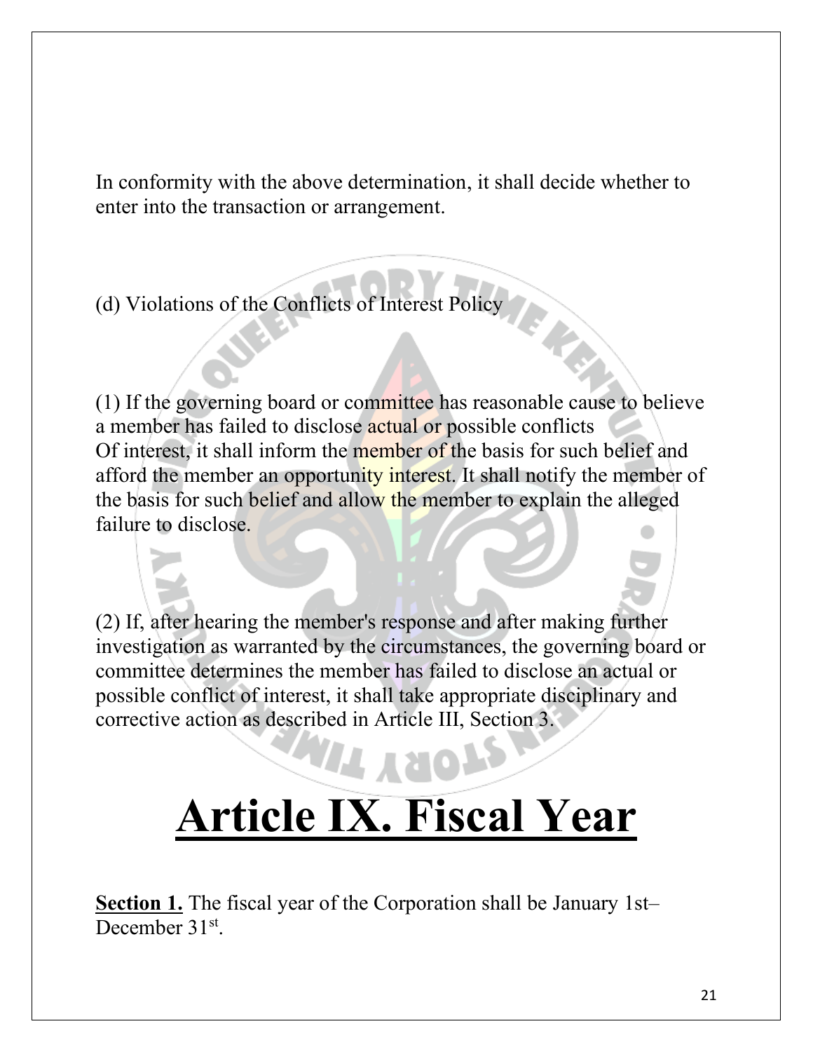In conformity with the above determination, it shall decide whether to enter into the transaction or arrangement.

(d) Violations of the Conflicts of Interest Policy

(1) If the governing board or committee has reasonable cause to believe a member has failed to disclose actual or possible conflicts
Of interest, it shall inform the member of the basis for such belief and afford the member an opportunity interest. It shall notify the member of the basis for such belief and allow the member to explain the alleged failure to disclose.

(2) If, after hearing the member's response and after making further investigation as warranted by the circumstances, the governing board or committee determines the member has failed to disclose an actual or possible conflict of interest, it shall take appropriate disciplinary and corrective action as described in Article III, Section 3.

# Article IX. Fiscal Year

**Section 1.** The fiscal year of the Corporation shall be January 1st– December 31st.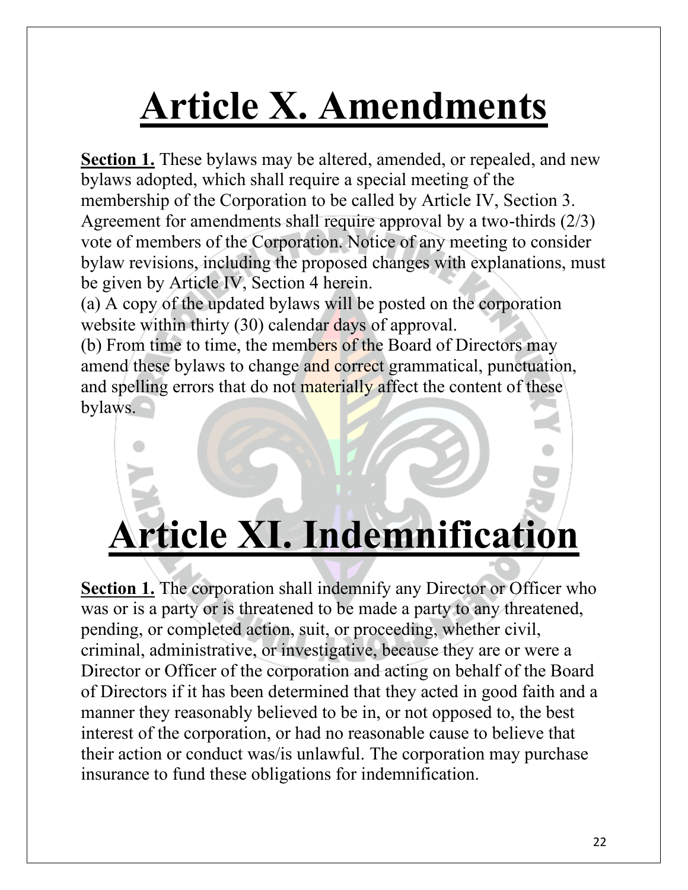# Article X. Amendments

**Section 1.** These bylaws may be altered, amended, or repealed, and new bylaws adopted, which shall require a special meeting of the membership of the Corporation to be called by Article IV, Section 3. Agreement for amendments shall require approval by a two-thirds (2/3) vote of members of the Corporation. Notice of any meeting to consider bylaw revisions, including the proposed changes with explanations, must be given by Article IV, Section 4 herein.

(a) A copy of the updated bylaws will be posted on the corporation website within thirty (30) calendar days of approval.

(b) From time to time, the members of the Board of Directors may amend these bylaws to change and correct grammatical, punctuation, and spelling errors that do not materially affect the content of these bylaws.

# Article XI. Indemnification

**Section 1.** The corporation shall indemnify any Director or Officer who was or is a party or is threatened to be made a party to any threatened, pending, or completed action, suit, or proceeding, whether civil, criminal, administrative, or investigative, because they are or were a Director or Officer of the corporation and acting on behalf of the Board of Directors if it has been determined that they acted in good faith and a manner they reasonably believed to be in, or not opposed to, the best interest of the corporation, or had no reasonable cause to believe that their action or conduct was/is unlawful. The corporation may purchase insurance to fund these obligations for indemnification.